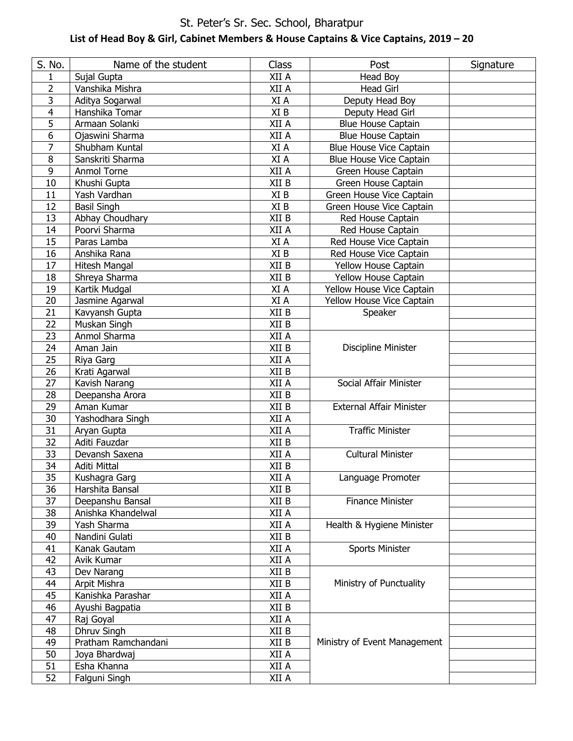# St. Peter's Sr. Sec. School, Bharatpur

## List of Head Boy & Girl, Cabinet Members & House Captains & Vice Captains, 2019 – 20

| S. No. | Name of the student | Class | Post | Signature |
|---|---|---|---|---|
| 1 | Sujal Gupta | XII A | Head Boy | |
| 2 | Vanshika Mishra | XII A | Head Girl | |
| 3 | Aditya Sogarwal | XI A | Deputy Head Boy | |
| 4 | Hanshika Tomar | XI B | Deputy Head Girl | |
| 5 | Armaan Solanki | XII A | Blue House Captain | |
| 6 | Ojaswini Sharma | XII A | Blue House Captain | |
| 7 | Shubham Kuntal | XI A | Blue House Vice Captain | |
| 8 | Sanskriti Sharma | XI A | Blue House Vice Captain | |
| 9 | Anmol Torne | XII A | Green House Captain | |
| 10 | Khushi Gupta | XII B | Green House Captain | |
| 11 | Yash Vardhan | XI B | Green House Vice Captain | |
| 12 | Basil Singh | XI B | Green House Vice Captain | |
| 13 | Abhay Choudhary | XII B | Red House Captain | |
| 14 | Poorvi Sharma | XII A | Red House Captain | |
| 15 | Paras Lamba | XI A | Red House Vice Captain | |
| 16 | Anshika Rana | XI B | Red House Vice Captain | |
| 17 | Hitesh Mangal | XII B | Yellow House Captain | |
| 18 | Shreya Sharma | XII B | Yellow House Captain | |
| 19 | Kartik Mudgal | XI A | Yellow House Vice Captain | |
| 20 | Jasmine Agarwal | XI A | Yellow House Vice Captain | |
| 21 | Kavyansh Gupta | XII B | Speaker | |
| 22 | Muskan Singh | XII B | | |
| 23 | Anmol Sharma | XII A | Discipline Minister | |
| 24 | Aman Jain | XII B | | |
| 25 | Riya Garg | XII A | | |
| 26 | Krati Agarwal | XII B | | |
| 27 | Kavish Narang | XII A | Social Affair Minister | |
| 28 | Deepansha Arora | XII B | | |
| 29 | Aman Kumar | XII B | External Affair Minister | |
| 30 | Yashodhara Singh | XII A | | |
| 31 | Aryan Gupta | XII A | Traffic Minister | |
| 32 | Aditi Fauzdar | XII B | | |
| 33 | Devansh Saxena | XII A | Cultural Minister | |
| 34 | Aditi Mittal | XII B | | |
| 35 | Kushagra Garg | XII A | Language Promoter | |
| 36 | Harshita Bansal | XII B | | |
| 37 | Deepanshu Bansal | XII B | Finance Minister | |
| 38 | Anishka Khandelwal | XII A | | |
| 39 | Yash Sharma | XII A | Health & Hygiene Minister | |
| 40 | Nandini Gulati | XII B | | |
| 41 | Kanak Gautam | XII A | Sports Minister | |
| 42 | Avik Kumar | XII A | | |
| 43 | Dev Narang | XII B | Ministry of Punctuality | |
| 44 | Arpit Mishra | XII B | | |
| 45 | Kanishka Parashar | XII A | | |
| 46 | Ayushi Bagpatia | XII B | | |
| 47 | Raj Goyal | XII A | Ministry of Event Management | |
| 48 | Dhruv Singh | XII B | | |
| 49 | Pratham Ramchandani | XII B | | |
| 50 | Joya Bhardwaj | XII A | | |
| 51 | Esha Khanna | XII A | | |
| 52 | Falguni Singh | XII A | | |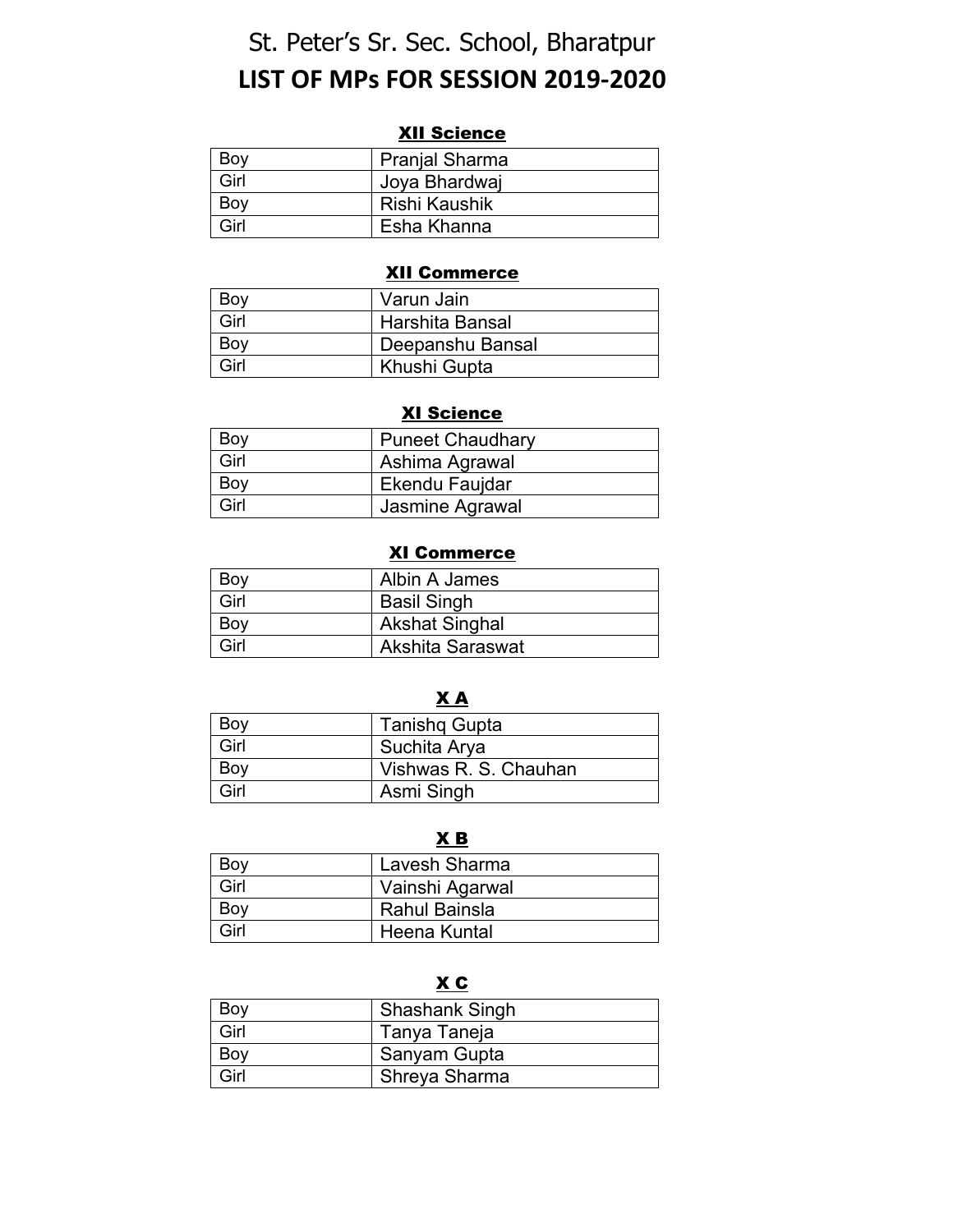# St. Peter's Sr. Sec. School, Bharatpur

## LIST OF MPs FOR SESSION 2019-2020

### XII Science

| | |
|---|---|
| Boy | Pranjal Sharma |
| Girl | Joya Bhardwaj |
| Boy | Rishi Kaushik |
| Girl | Esha Khanna |

### XII Commerce

| | |
|---|---|
| Boy | Varun Jain |
| Girl | Harshita Bansal |
| Boy | Deepanshu Bansal |
| Girl | Khushi Gupta |

### XI Science

| | |
|---|---|
| Boy | Puneet Chaudhary |
| Girl | Ashima Agrawal |
| Boy | Ekendu Faujdar |
| Girl | Jasmine Agrawal |

### XI Commerce

| | |
|---|---|
| Boy | Albin A James |
| Girl | Basil Singh |
| Boy | Akshat Singhal |
| Girl | Akshita Saraswat |

### X A

| | |
|---|---|
| Boy | Tanishq Gupta |
| Girl | Suchita Arya |
| Boy | Vishwas R. S. Chauhan |
| Girl | Asmi Singh |

### X B

| | |
|---|---|
| Boy | Lavesh Sharma |
| Girl | Vainshi Agarwal |
| Boy | Rahul Bainsla |
| Girl | Heena Kuntal |

### X C

| | |
|---|---|
| Boy | Shashank Singh |
| Girl | Tanya Taneja |
| Boy | Sanyam Gupta |
| Girl | Shreya Sharma |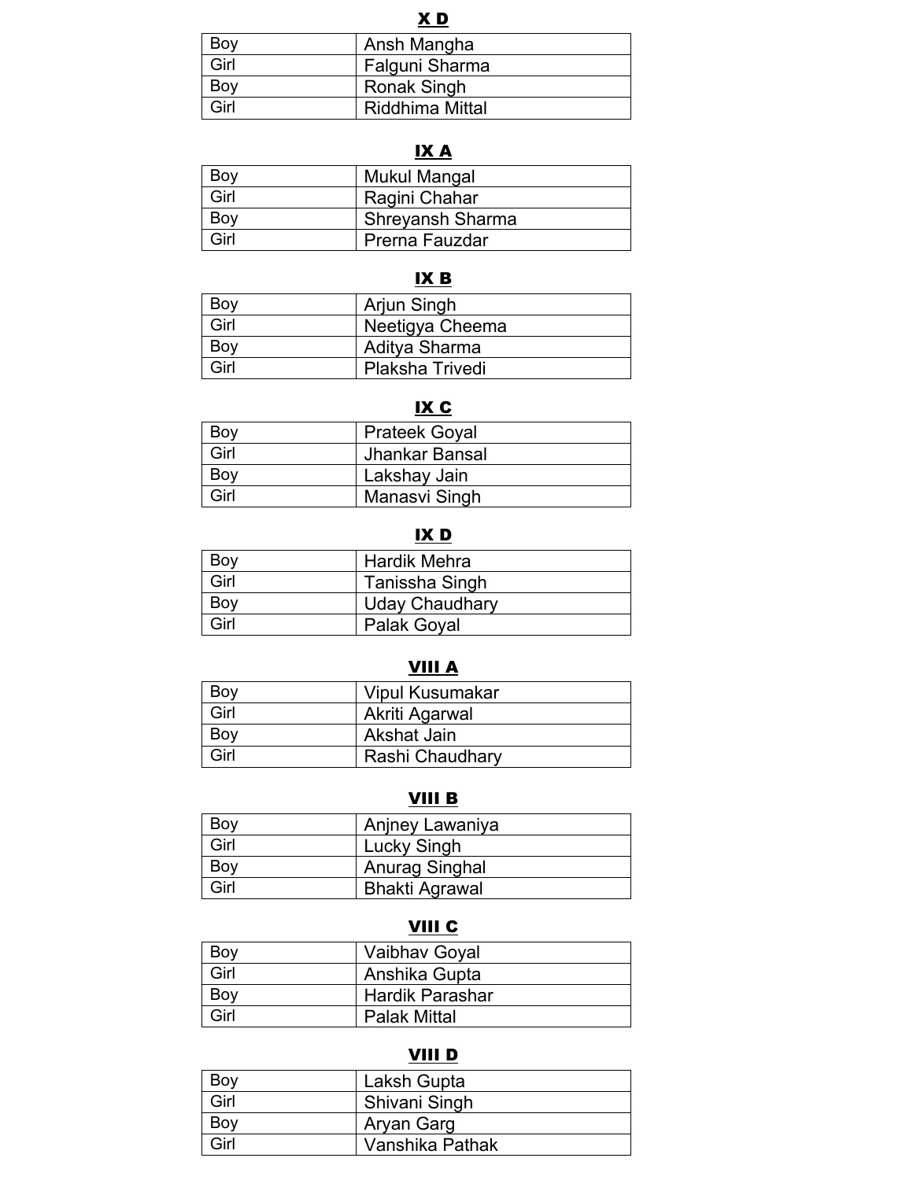**X D**

| Boy | Ansh Mangha |
|---|---|
| Girl | Falguni Sharma |
| Boy | Ronak Singh |
| Girl | Riddhima Mittal |

**IX A**

| Boy | Mukul Mangal |
|---|---|
| Girl | Ragini Chahar |
| Boy | Shreyansh Sharma |
| Girl | Prerna Fauzdar |

**IX B**

| Boy | Arjun Singh |
|---|---|
| Girl | Neetigya Cheema |
| Boy | Aditya Sharma |
| Girl | Plaksha Trivedi |

**IX C**

| Boy | Prateek Goyal |
|---|---|
| Girl | Jhankar Bansal |
| Boy | Lakshay Jain |
| Girl | Manasvi Singh |

**IX D**

| Boy | Hardik Mehra |
|---|---|
| Girl | Tanissha Singh |
| Boy | Uday Chaudhary |
| Girl | Palak Goyal |

**VIII A**

| Boy | Vipul Kusumakar |
|---|---|
| Girl | Akriti Agarwal |
| Boy | Akshat Jain |
| Girl | Rashi Chaudhary |

**VIII B**

| Boy | Anjney Lawaniya |
|---|---|
| Girl | Lucky Singh |
| Boy | Anurag Singhal |
| Girl | Bhakti Agrawal |

**VIII C**

| Boy | Vaibhav Goyal |
|---|---|
| Girl | Anshika Gupta |
| Boy | Hardik Parashar |
| Girl | Palak Mittal |

**VIII D**

| Boy | Laksh Gupta |
|---|---|
| Girl | Shivani Singh |
| Boy | Aryan Garg |
| Girl | Vanshika Pathak |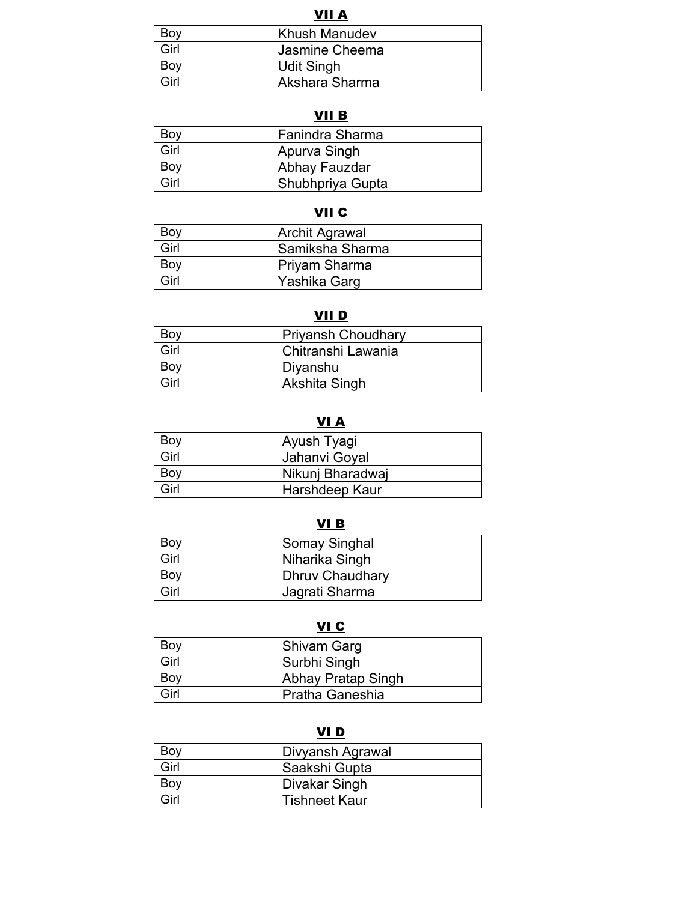## VII A

| | |
|---|---|
| Boy | Khush Manudev |
| Girl | Jasmine Cheema |
| Boy | Udit Singh |
| Girl | Akshara Sharma |

## VII B

| | |
|---|---|
| Boy | Fanindra Sharma |
| Girl | Apurva Singh |
| Boy | Abhay Fauzdar |
| Girl | Shubhpriya Gupta |

## VII C

| | |
|---|---|
| Boy | Archit Agrawal |
| Girl | Samiksha Sharma |
| Boy | Priyam Sharma |
| Girl | Yashika Garg |

## VII D

| | |
|---|---|
| Boy | Priyansh Choudhary |
| Girl | Chitranshi Lawania |
| Boy | Diyanshu |
| Girl | Akshita Singh |

## VI A

| | |
|---|---|
| Boy | Ayush Tyagi |
| Girl | Jahanvi Goyal |
| Boy | Nikunj Bharadwaj |
| Girl | Harshdeep Kaur |

## VI B

| | |
|---|---|
| Boy | Somay Singhal |
| Girl | Niharika Singh |
| Boy | Dhruv Chaudhary |
| Girl | Jagrati Sharma |

## VI C

| | |
|---|---|
| Boy | Shivam Garg |
| Girl | Surbhi Singh |
| Boy | Abhay Pratap Singh |
| Girl | Pratha Ganeshia |

## VI D

| | |
|---|---|
| Boy | Divyansh Agrawal |
| Girl | Saakshi Gupta |
| Boy | Divakar Singh |
| Girl | Tishneet Kaur |